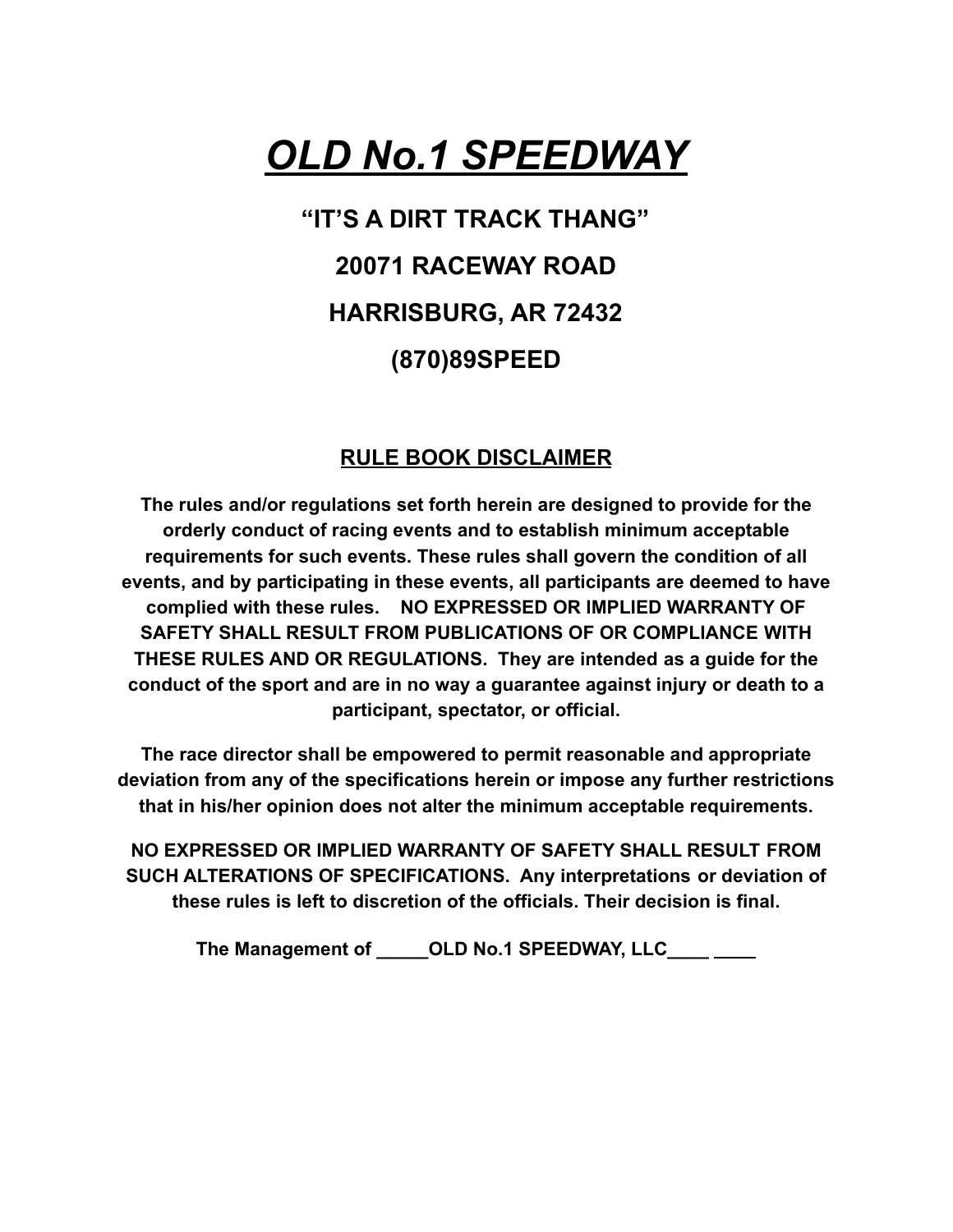# ***OLD No.1 SPEEDWAY***

## **"IT'S A DIRT TRACK THANG"**

## **20071 RACEWAY ROAD**

## **HARRISBURG, AR 72432**

## **(870)89SPEED**

### **RULE BOOK DISCLAIMER**

**The rules and/or regulations set forth herein are designed to provide for the orderly conduct of racing events and to establish minimum acceptable requirements for such events. These rules shall govern the condition of all events, and by participating in these events, all participants are deemed to have complied with these rules. NO EXPRESSED OR IMPLIED WARRANTY OF SAFETY SHALL RESULT FROM PUBLICATIONS OF OR COMPLIANCE WITH THESE RULES AND OR REGULATIONS. They are intended as a guide for the conduct of the sport and are in no way a guarantee against injury or death to a participant, spectator, or official.**

**The race director shall be empowered to permit reasonable and appropriate deviation from any of the specifications herein or impose any further restrictions that in his/her opinion does not alter the minimum acceptable requirements.**

**NO EXPRESSED OR IMPLIED WARRANTY OF SAFETY SHALL RESULT FROM SUCH ALTERATIONS OF SPECIFICATIONS. Any interpretations or deviation of these rules is left to discretion of the officials. Their decision is final.**

**The Management of _____OLD No.1 SPEEDWAY, LLC____ ____**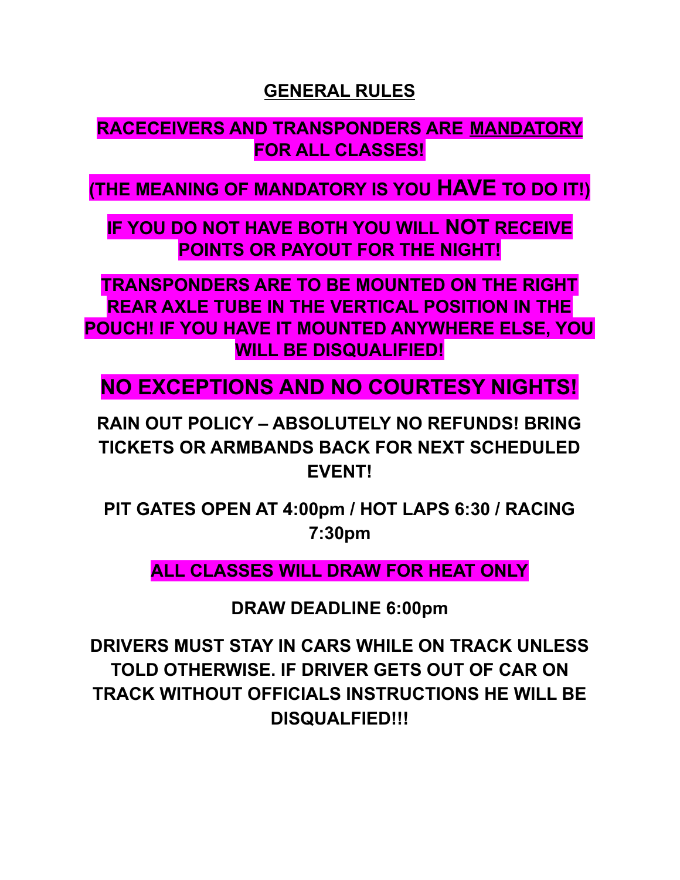## GENERAL RULES

**RACECEIVERS AND TRANSPONDERS ARE MANDATORY FOR ALL CLASSES!**

**(THE MEANING OF MANDATORY IS YOU HAVE TO DO IT!)**

**IF YOU DO NOT HAVE BOTH YOU WILL NOT RECEIVE POINTS OR PAYOUT FOR THE NIGHT!**

**TRANSPONDERS ARE TO BE MOUNTED ON THE RIGHT REAR AXLE TUBE IN THE VERTICAL POSITION IN THE POUCH! IF YOU HAVE IT MOUNTED ANYWHERE ELSE, YOU WILL BE DISQUALIFIED!**

**NO EXCEPTIONS AND NO COURTESY NIGHTS!**

**RAIN OUT POLICY – ABSOLUTELY NO REFUNDS! BRING TICKETS OR ARMBANDS BACK FOR NEXT SCHEDULED EVENT!**

**PIT GATES OPEN AT 4:00pm / HOT LAPS 6:30 / RACING 7:30pm**

**ALL CLASSES WILL DRAW FOR HEAT ONLY**

**DRAW DEADLINE 6:00pm**

**DRIVERS MUST STAY IN CARS WHILE ON TRACK UNLESS TOLD OTHERWISE. IF DRIVER GETS OUT OF CAR ON TRACK WITHOUT OFFICIALS INSTRUCTIONS HE WILL BE DISQUALFIED!!!**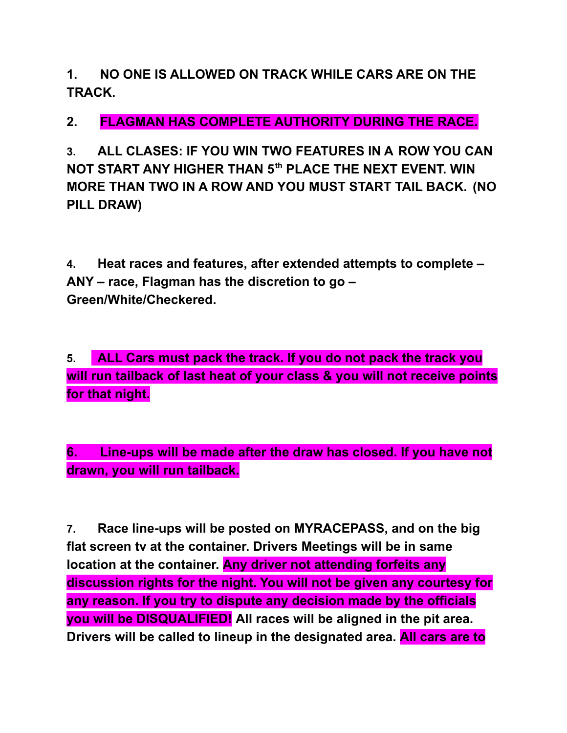**1. NO ONE IS ALLOWED ON TRACK WHILE CARS ARE ON THE TRACK.**

**2. FLAGMAN HAS COMPLETE AUTHORITY DURING THE RACE.**

**3. ALL CLASES: IF YOU WIN TWO FEATURES IN A ROW YOU CAN NOT START ANY HIGHER THAN 5th PLACE THE NEXT EVENT. WIN MORE THAN TWO IN A ROW AND YOU MUST START TAIL BACK. (NO PILL DRAW)**

**4. Heat races and features, after extended attempts to complete – ANY – race, Flagman has the discretion to go – Green/White/Checkered.**

**5. ALL Cars must pack the track. If you do not pack the track you will run tailback of last heat of your class & you will not receive points for that night.**

**6. Line-ups will be made after the draw has closed. If you have not drawn, you will run tailback.**

**7. Race line-ups will be posted on MYRACEPASS, and on the big flat screen tv at the container. Drivers Meetings will be in same location at the container. Any driver not attending forfeits any discussion rights for the night. You will not be given any courtesy for any reason. If you try to dispute any decision made by the officials you will be DISQUALIFIED! All races will be aligned in the pit area. Drivers will be called to lineup in the designated area. All cars are to**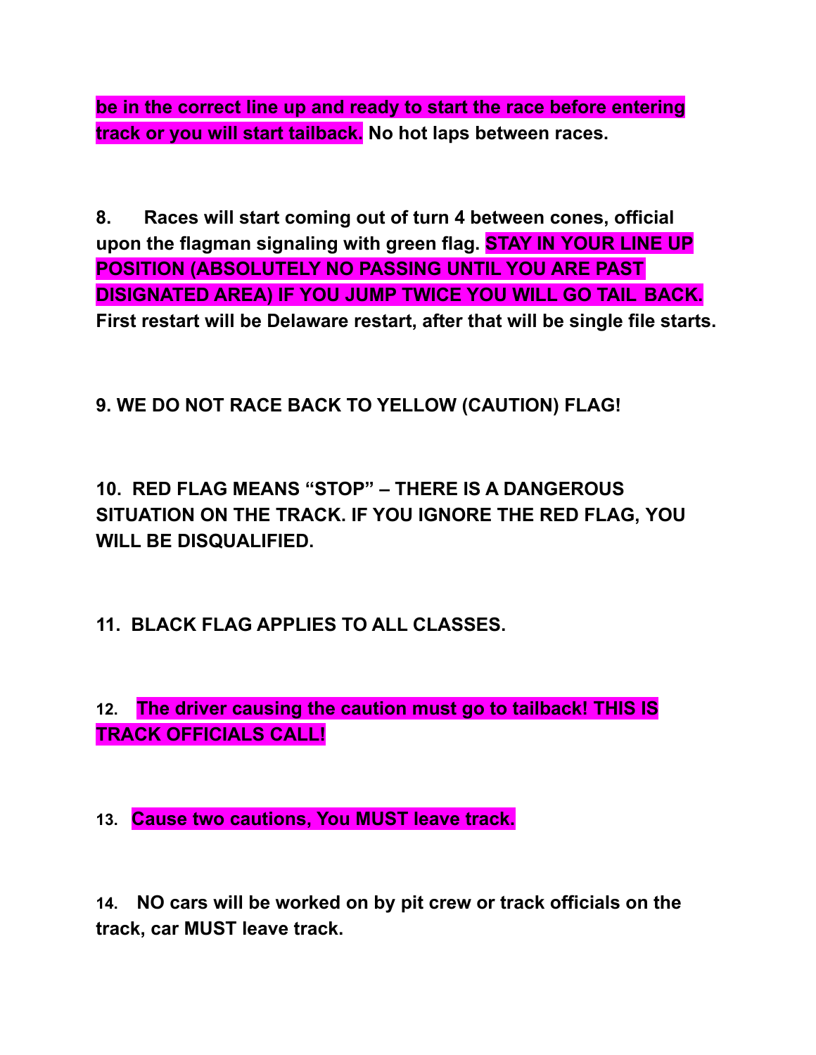**be in the correct line up and ready to start the race before entering track or you will start tailback. No hot laps between races.**

**8. Races will start coming out of turn 4 between cones, official upon the flagman signaling with green flag. STAY IN YOUR LINE UP POSITION (ABSOLUTELY NO PASSING UNTIL YOU ARE PAST DISIGNATED AREA) IF YOU JUMP TWICE YOU WILL GO TAIL BACK. First restart will be Delaware restart, after that will be single file starts.**

**9. WE DO NOT RACE BACK TO YELLOW (CAUTION) FLAG!**

**10. RED FLAG MEANS "STOP" – THERE IS A DANGEROUS SITUATION ON THE TRACK. IF YOU IGNORE THE RED FLAG, YOU WILL BE DISQUALIFIED.**

**11. BLACK FLAG APPLIES TO ALL CLASSES.**

**12. The driver causing the caution must go to tailback! THIS IS TRACK OFFICIALS CALL!**

**13. Cause two cautions, You MUST leave track.**

**14. NO cars will be worked on by pit crew or track officials on the track, car MUST leave track.**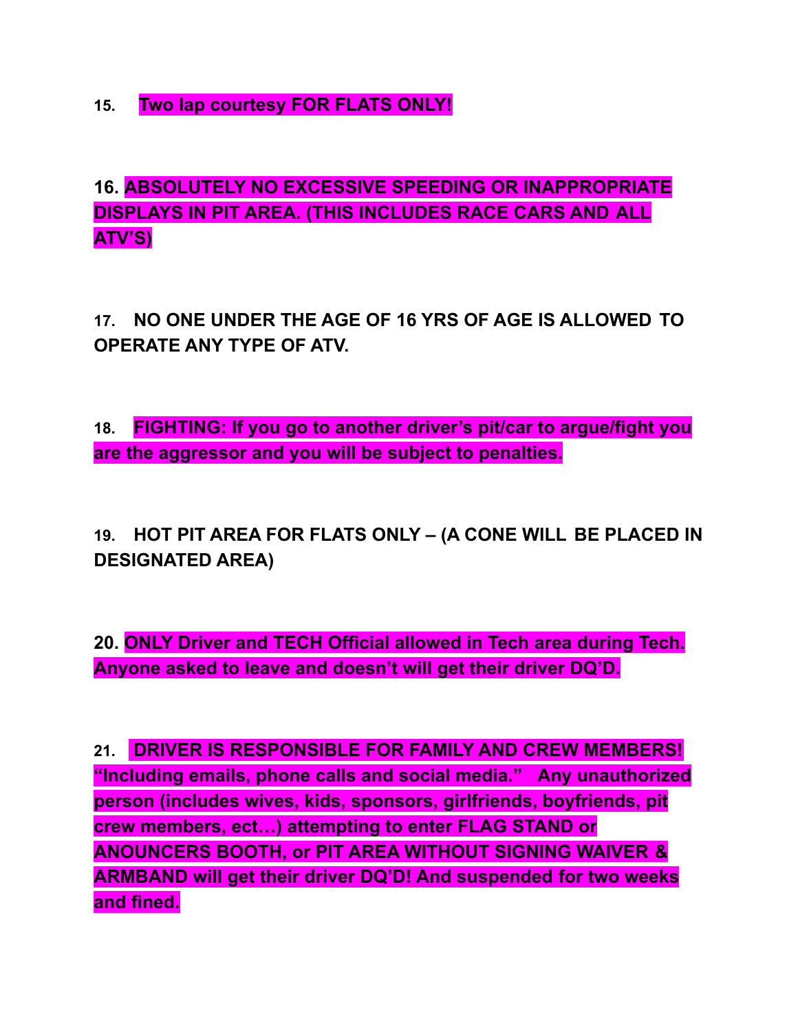**15. Two lap courtesy FOR FLATS ONLY!**

**16. ABSOLUTELY NO EXCESSIVE SPEEDING OR INAPPROPRIATE DISPLAYS IN PIT AREA. (THIS INCLUDES RACE CARS AND ALL ATV'S)**

**17. NO ONE UNDER THE AGE OF 16 YRS OF AGE IS ALLOWED TO OPERATE ANY TYPE OF ATV.**

**18. FIGHTING: If you go to another driver's pit/car to argue/fight you are the aggressor and you will be subject to penalties.**

**19. HOT PIT AREA FOR FLATS ONLY – (A CONE WILL BE PLACED IN DESIGNATED AREA)**

**20. ONLY Driver and TECH Official allowed in Tech area during Tech. Anyone asked to leave and doesn't will get their driver DQ'D.**

**21. DRIVER IS RESPONSIBLE FOR FAMILY AND CREW MEMBERS! "Including emails, phone calls and social media." Any unauthorized person (includes wives, kids, sponsors, girlfriends, boyfriends, pit crew members, ect…) attempting to enter FLAG STAND or ANOUNCERS BOOTH, or PIT AREA WITHOUT SIGNING WAIVER & ARMBAND will get their driver DQ'D! And suspended for two weeks and fined.**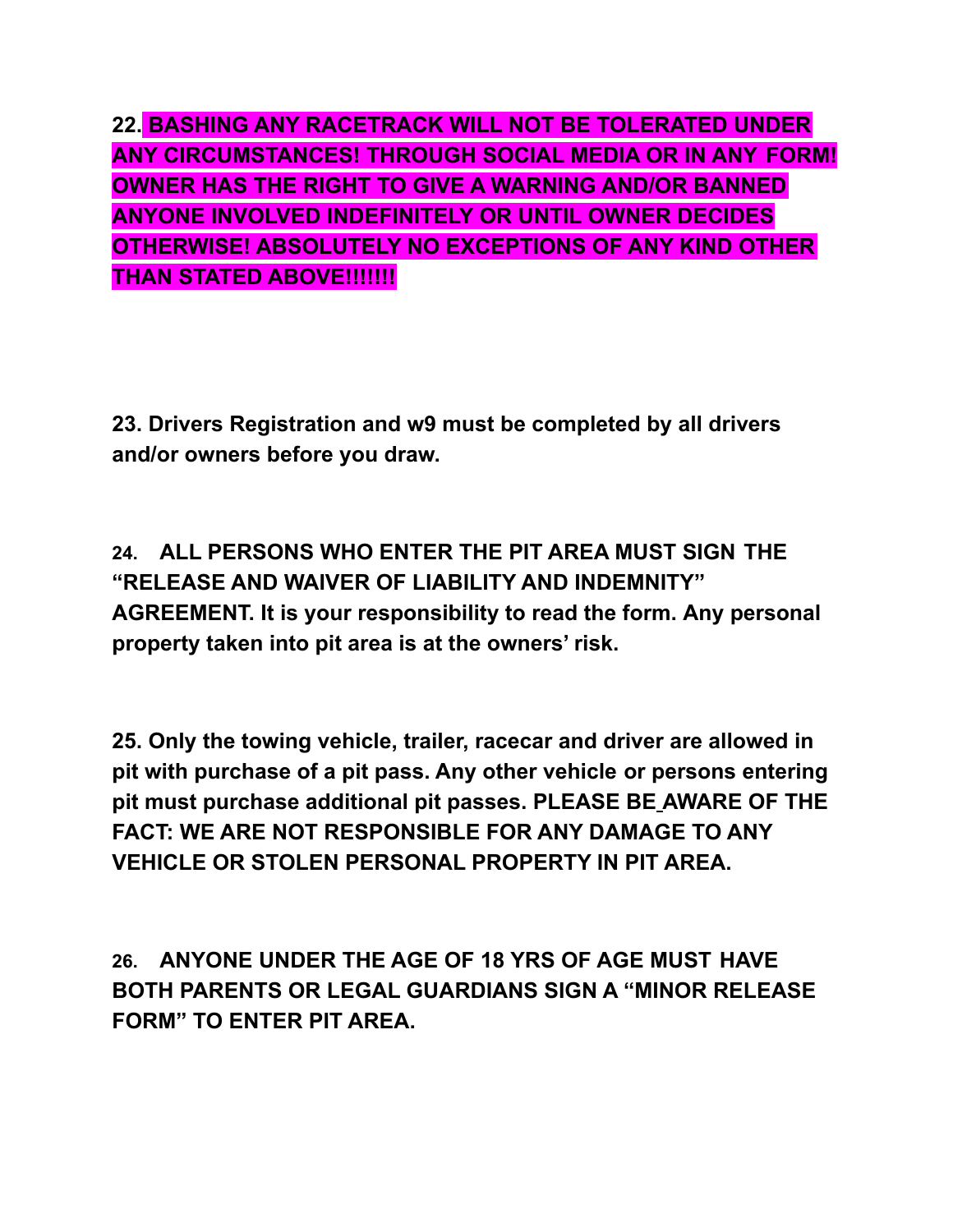**22. BASHING ANY RACETRACK WILL NOT BE TOLERATED UNDER ANY CIRCUMSTANCES! THROUGH SOCIAL MEDIA OR IN ANY FORM! OWNER HAS THE RIGHT TO GIVE A WARNING AND/OR BANNED ANYONE INVOLVED INDEFINITELY OR UNTIL OWNER DECIDES OTHERWISE! ABSOLUTELY NO EXCEPTIONS OF ANY KIND OTHER THAN STATED ABOVE!!!!!!!**

**23. Drivers Registration and w9 must be completed by all drivers and/or owners before you draw.**

**24. ALL PERSONS WHO ENTER THE PIT AREA MUST SIGN THE "RELEASE AND WAIVER OF LIABILITY AND INDEMNITY" AGREEMENT. It is your responsibility to read the form. Any personal property taken into pit area is at the owners' risk.**

**25. Only the towing vehicle, trailer, racecar and driver are allowed in pit with purchase of a pit pass. Any other vehicle or persons entering pit must purchase additional pit passes. PLEASE BE AWARE OF THE FACT: WE ARE NOT RESPONSIBLE FOR ANY DAMAGE TO ANY VEHICLE OR STOLEN PERSONAL PROPERTY IN PIT AREA.**

**26. ANYONE UNDER THE AGE OF 18 YRS OF AGE MUST HAVE BOTH PARENTS OR LEGAL GUARDIANS SIGN A "MINOR RELEASE FORM" TO ENTER PIT AREA.**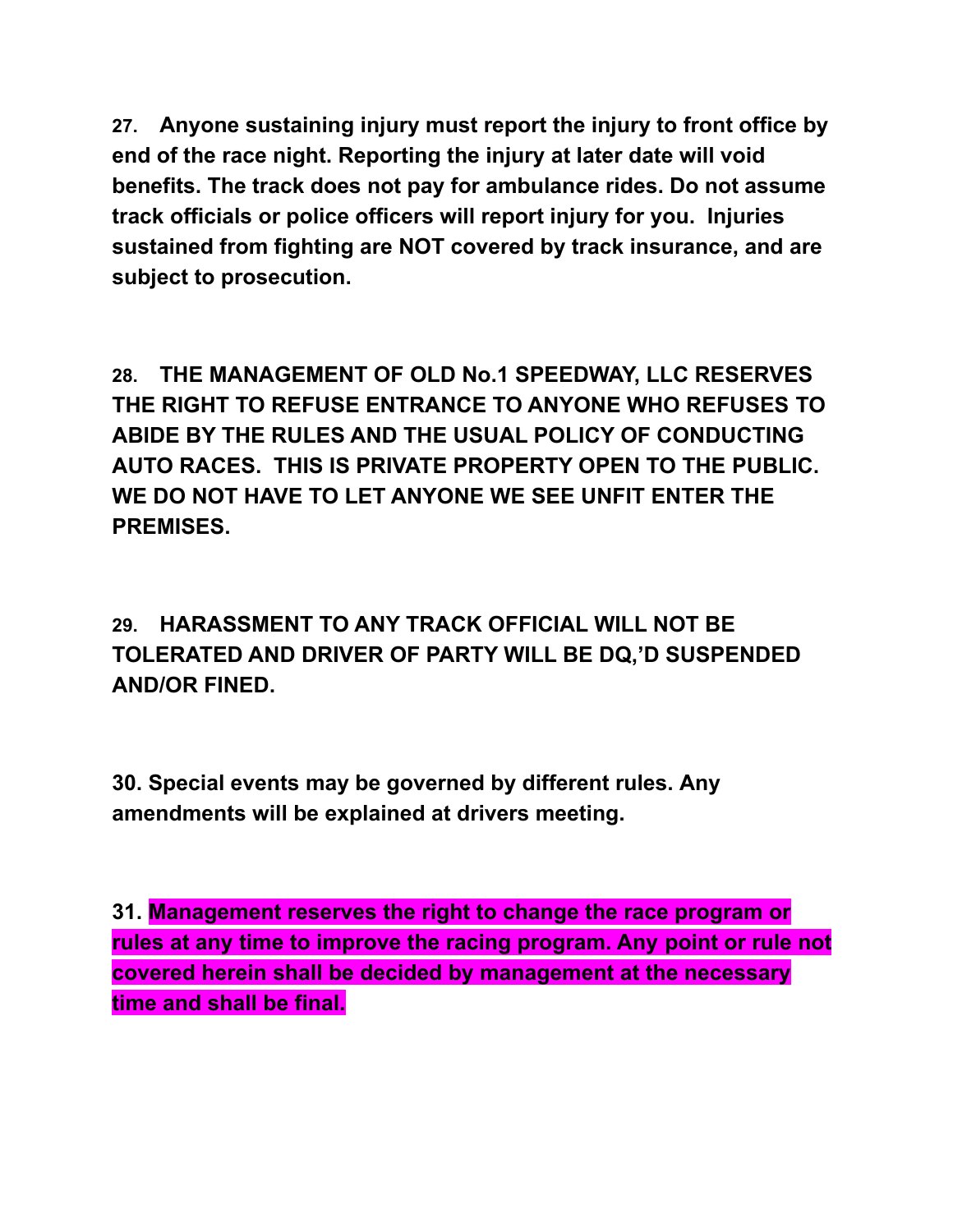**27. Anyone sustaining injury must report the injury to front office by end of the race night. Reporting the injury at later date will void benefits. The track does not pay for ambulance rides. Do not assume track officials or police officers will report injury for you. Injuries sustained from fighting are NOT covered by track insurance, and are subject to prosecution.**

**28. THE MANAGEMENT OF OLD No.1 SPEEDWAY, LLC RESERVES THE RIGHT TO REFUSE ENTRANCE TO ANYONE WHO REFUSES TO ABIDE BY THE RULES AND THE USUAL POLICY OF CONDUCTING AUTO RACES. THIS IS PRIVATE PROPERTY OPEN TO THE PUBLIC. WE DO NOT HAVE TO LET ANYONE WE SEE UNFIT ENTER THE PREMISES.**

**29. HARASSMENT TO ANY TRACK OFFICIAL WILL NOT BE TOLERATED AND DRIVER OF PARTY WILL BE DQ,'D SUSPENDED AND/OR FINED.**

**30. Special events may be governed by different rules. Any amendments will be explained at drivers meeting.**

**31. Management reserves the right to change the race program or rules at any time to improve the racing program. Any point or rule not covered herein shall be decided by management at the necessary time and shall be final.**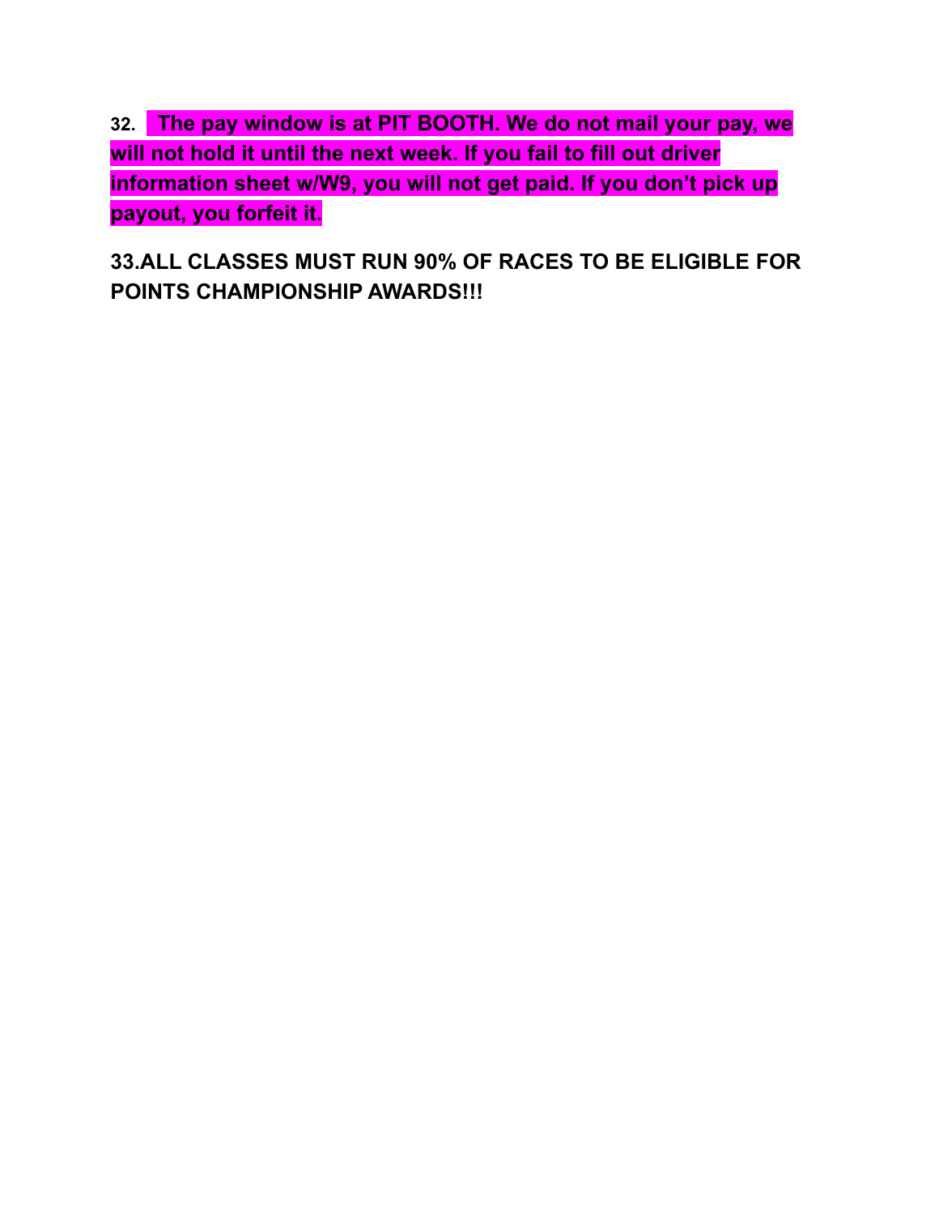**32. The pay window is at PIT BOOTH. We do not mail your pay, we will not hold it until the next week. If you fail to fill out driver information sheet w/W9, you will not get paid. If you don't pick up payout, you forfeit it.**

**33. ALL CLASSES MUST RUN 90% OF RACES TO BE ELIGIBLE FOR POINTS CHAMPIONSHIP AWARDS!!!**